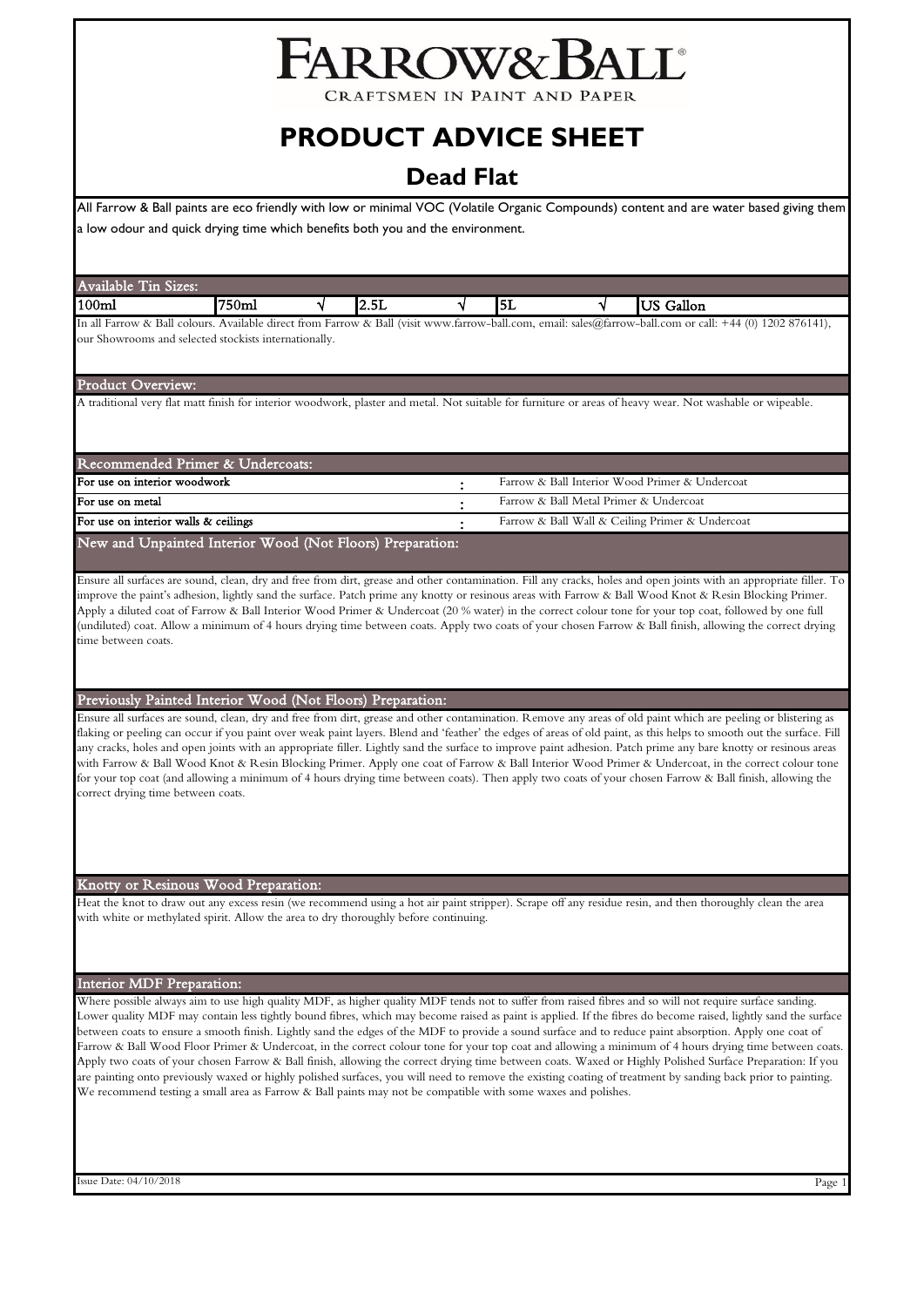# FARROW & BALL

CRAFTSMEN IN PAINT AND PAPER

# PRODUCT ADVICE SHEET

## Dead Flat

All Farrow & Ball paints are eco friendly with low or minimal VOC (Volatile Organic Compounds) content and are water based giving them a low odour and quick drying time which benefits both you and the environment.

### Available Tin Sizes:

| 100ml | | 750ml | √ | 2.5L | √ | 5L | √ | US Gallon |
|---|---|---|---|---|---|---|---|---|

In all Farrow & Ball colours. Available direct from Farrow & Ball (visit www.farrow-ball.com, email: sales@farrow-ball.com or call: +44 (0) 1202 876141), our Showrooms and selected stockists internationally.

### Product Overview:

A traditional very flat matt finish for interior woodwork, plaster and metal. Not suitable for furniture or areas of heavy wear. Not washable or wipeable.

### Recommended Primer & Undercoats:

| | | |
|---|---|---|
| For use on interior woodwork | : | Farrow & Ball Interior Wood Primer & Undercoat |
| For use on metal | : | Farrow & Ball Metal Primer & Undercoat |
| For use on interior walls & ceilings | : | Farrow & Ball Wall & Ceiling Primer & Undercoat |

### New and Unpainted Interior Wood (Not Floors) Preparation:

Ensure all surfaces are sound, clean, dry and free from dirt, grease and other contamination. Fill any cracks, holes and open joints with an appropriate filler. To improve the paint's adhesion, lightly sand the surface. Patch prime any knotty or resinous areas with Farrow & Ball Wood Knot & Resin Blocking Primer. Apply a diluted coat of Farrow & Ball Interior Wood Primer & Undercoat (20 % water) in the correct colour tone for your top coat, followed by one full (undiluted) coat. Allow a minimum of 4 hours drying time between coats. Apply two coats of your chosen Farrow & Ball finish, allowing the correct drying time between coats.

### Previously Painted Interior Wood (Not Floors) Preparation:

Ensure all surfaces are sound, clean, dry and free from dirt, grease and other contamination. Remove any areas of old paint which are peeling or blistering as flaking or peeling can occur if you paint over weak paint layers. Blend and 'feather' the edges of areas of old paint, as this helps to smooth out the surface. Fill any cracks, holes and open joints with an appropriate filler. Lightly sand the surface to improve paint adhesion. Patch prime any bare knotty or resinous areas with Farrow & Ball Wood Knot & Resin Blocking Primer. Apply one coat of Farrow & Ball Interior Wood Primer & Undercoat, in the correct colour tone for your top coat (and allowing a minimum of 4 hours drying time between coats). Then apply two coats of your chosen Farrow & Ball finish, allowing the correct drying time between coats.

### Knotty or Resinous Wood Preparation:

Heat the knot to draw out any excess resin (we recommend using a hot air paint stripper). Scrape off any residue resin, and then thoroughly clean the area with white or methylated spirit. Allow the area to dry thoroughly before continuing.

### Interior MDF Preparation:

Where possible always aim to use high quality MDF, as higher quality MDF tends not to suffer from raised fibres and so will not require surface sanding. Lower quality MDF may contain less tightly bound fibres, which may become raised as paint is applied. If the fibres do become raised, lightly sand the surface between coats to ensure a smooth finish. Lightly sand the edges of the MDF to provide a sound surface and to reduce paint absorption. Apply one coat of Farrow & Ball Wood Floor Primer & Undercoat, in the correct colour tone for your top coat and allowing a minimum of 4 hours drying time between coats. Apply two coats of your chosen Farrow & Ball finish, allowing the correct drying time between coats. Waxed or Highly Polished Surface Preparation: If you are painting onto previously waxed or highly polished surfaces, you will need to remove the existing coating of treatment by sanding back prior to painting. We recommend testing a small area as Farrow & Ball paints may not be compatible with some waxes and polishes.

Issue Date: 04/10/2018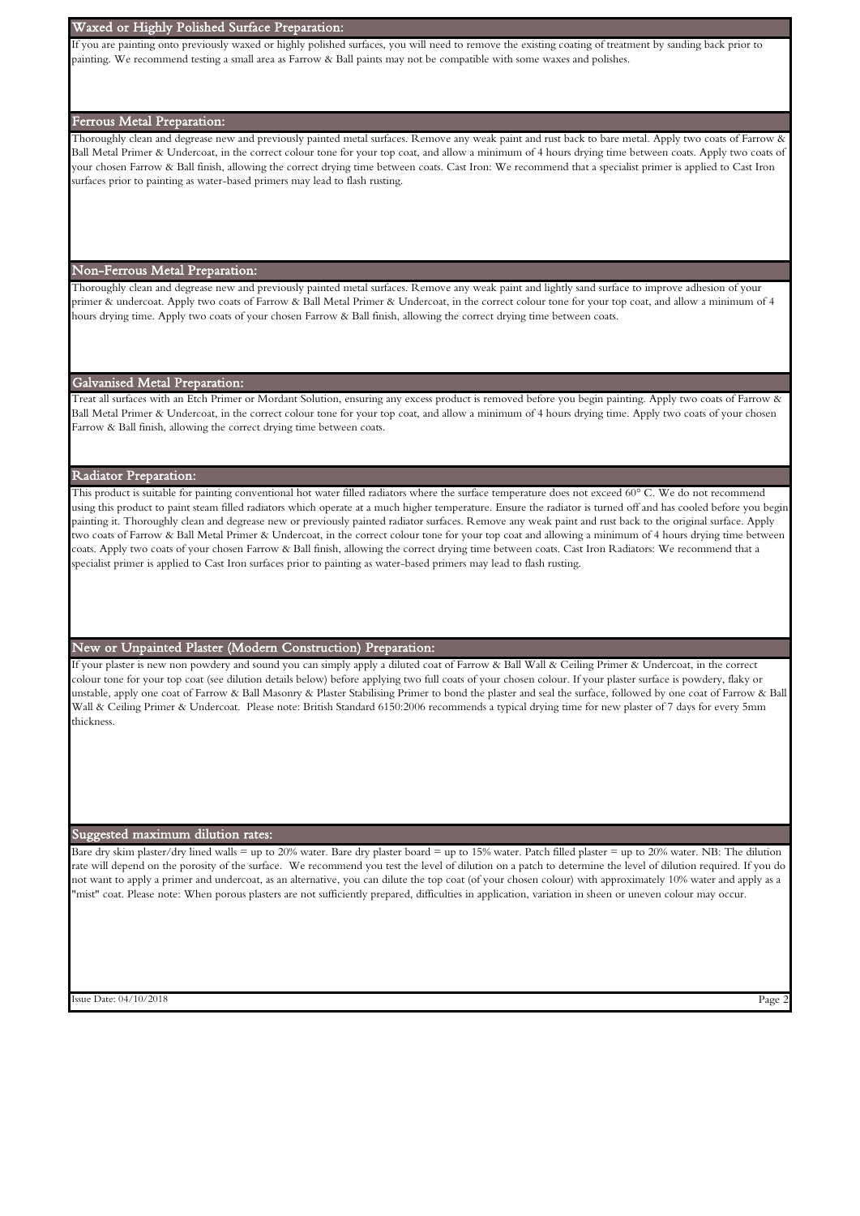## Waxed or Highly Polished Surface Preparation:

If you are painting onto previously waxed or highly polished surfaces, you will need to remove the existing coating of treatment by sanding back prior to painting. We recommend testing a small area as Farrow & Ball paints may not be compatible with some waxes and polishes.

## Ferrous Metal Preparation:

Thoroughly clean and degrease new and previously painted metal surfaces. Remove any weak paint and rust back to bare metal. Apply two coats of Farrow & Ball Metal Primer & Undercoat, in the correct colour tone for your top coat, and allow a minimum of 4 hours drying time between coats. Apply two coats of your chosen Farrow & Ball finish, allowing the correct drying time between coats. Cast Iron: We recommend that a specialist primer is applied to Cast Iron surfaces prior to painting as water-based primers may lead to flash rusting.

## Non-Ferrous Metal Preparation:

Thoroughly clean and degrease new and previously painted metal surfaces. Remove any weak paint and lightly sand surface to improve adhesion of your primer & undercoat. Apply two coats of Farrow & Ball Metal Primer & Undercoat, in the correct colour tone for your top coat, and allow a minimum of 4 hours drying time. Apply two coats of your chosen Farrow & Ball finish, allowing the correct drying time between coats.

## Galvanised Metal Preparation:

Treat all surfaces with an Etch Primer or Mordant Solution, ensuring any excess product is removed before you begin painting. Apply two coats of Farrow & Ball Metal Primer & Undercoat, in the correct colour tone for your top coat, and allow a minimum of 4 hours drying time. Apply two coats of your chosen Farrow & Ball finish, allowing the correct drying time between coats.

## Radiator Preparation:

This product is suitable for painting conventional hot water filled radiators where the surface temperature does not exceed 60° C. We do not recommend using this product to paint steam filled radiators which operate at a much higher temperature. Ensure the radiator is turned off and has cooled before you begin painting it. Thoroughly clean and degrease new or previously painted radiator surfaces. Remove any weak paint and rust back to the original surface. Apply two coats of Farrow & Ball Metal Primer & Undercoat, in the correct colour tone for your top coat and allowing a minimum of 4 hours drying time between coats. Apply two coats of your chosen Farrow & Ball finish, allowing the correct drying time between coats. Cast Iron Radiators: We recommend that a specialist primer is applied to Cast Iron surfaces prior to painting as water-based primers may lead to flash rusting.

## New or Unpainted Plaster (Modern Construction) Preparation:

If your plaster is new non powdery and sound you can simply apply a diluted coat of Farrow & Ball Wall & Ceiling Primer & Undercoat, in the correct colour tone for your top coat (see dilution details below) before applying two full coats of your chosen colour. If your plaster surface is powdery, flaky or unstable, apply one coat of Farrow & Ball Masonry & Plaster Stabilising Primer to bond the plaster and seal the surface, followed by one coat of Farrow & Ball Wall & Ceiling Primer & Undercoat. Please note: British Standard 6150:2006 recommends a typical drying time for new plaster of 7 days for every 5mm thickness.

## Suggested maximum dilution rates:

Bare dry skim plaster/dry lined walls = up to 20% water. Bare dry plaster board = up to 15% water. Patch filled plaster = up to 20% water. NB: The dilution rate will depend on the porosity of the surface. We recommend you test the level of dilution on a patch to determine the level of dilution required. If you do not want to apply a primer and undercoat, as an alternative, you can dilute the top coat (of your chosen colour) with approximately 10% water and apply as a "mist" coat. Please note: When porous plasters are not sufficiently prepared, difficulties in application, variation in sheen or uneven colour may occur.

Issue Date: 04/10/2018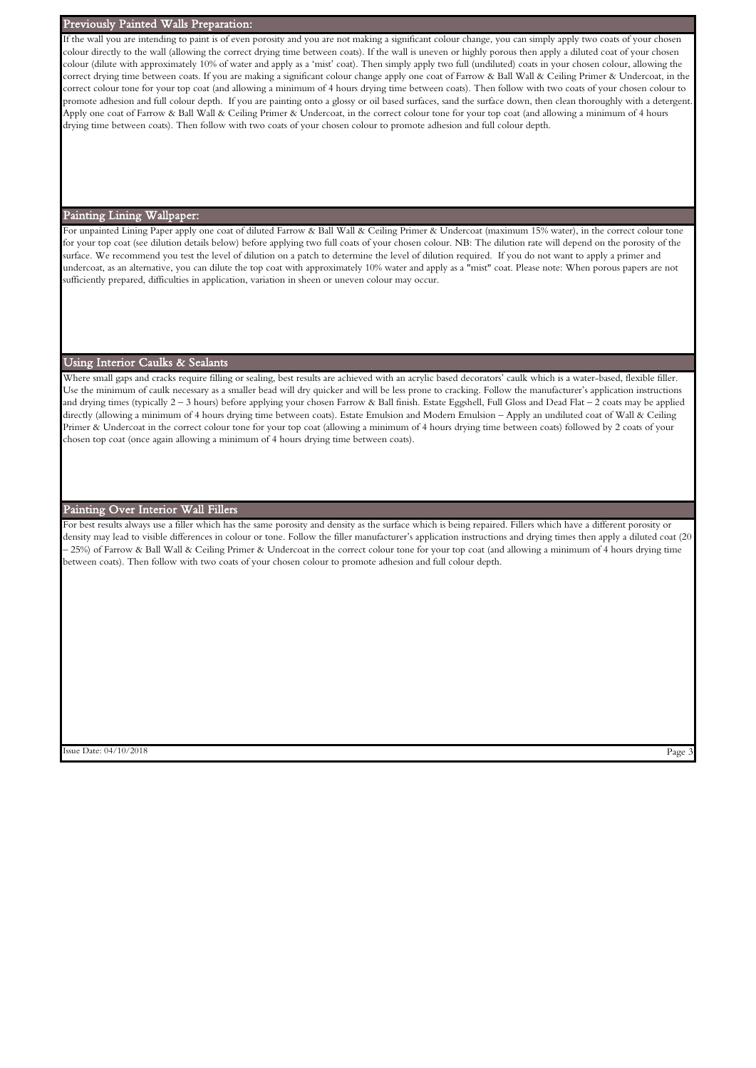## Previously Painted Walls Preparation:

If the wall you are intending to paint is of even porosity and you are not making a significant colour change, you can simply apply two coats of your chosen colour directly to the wall (allowing the correct drying time between coats). If the wall is uneven or highly porous then apply a diluted coat of your chosen colour (dilute with approximately 10% of water and apply as a 'mist' coat). Then simply apply two full (undiluted) coats in your chosen colour, allowing the correct drying time between coats. If you are making a significant colour change apply one coat of Farrow & Ball Wall & Ceiling Primer & Undercoat, in the correct colour tone for your top coat (and allowing a minimum of 4 hours drying time between coats). Then follow with two coats of your chosen colour to promote adhesion and full colour depth. If you are painting onto a glossy or oil based surfaces, sand the surface down, then clean thoroughly with a detergent. Apply one coat of Farrow & Ball Wall & Ceiling Primer & Undercoat, in the correct colour tone for your top coat (and allowing a minimum of 4 hours drying time between coats). Then follow with two coats of your chosen colour to promote adhesion and full colour depth.

## Painting Lining Wallpaper:

For unpainted Lining Paper apply one coat of diluted Farrow & Ball Wall & Ceiling Primer & Undercoat (maximum 15% water), in the correct colour tone for your top coat (see dilution details below) before applying two full coats of your chosen colour. NB: The dilution rate will depend on the porosity of the surface. We recommend you test the level of dilution on a patch to determine the level of dilution required. If you do not want to apply a primer and undercoat, as an alternative, you can dilute the top coat with approximately 10% water and apply as a "mist" coat. Please note: When porous papers are not sufficiently prepared, difficulties in application, variation in sheen or uneven colour may occur.

## Using Interior Caulks & Sealants

Where small gaps and cracks require filling or sealing, best results are achieved with an acrylic based decorators' caulk which is a water-based, flexible filler. Use the minimum of caulk necessary as a smaller bead will dry quicker and will be less prone to cracking. Follow the manufacturer's application instructions and drying times (typically 2 – 3 hours) before applying your chosen Farrow & Ball finish. Estate Eggshell, Full Gloss and Dead Flat – 2 coats may be applied directly (allowing a minimum of 4 hours drying time between coats). Estate Emulsion and Modern Emulsion – Apply an undiluted coat of Wall & Ceiling Primer & Undercoat in the correct colour tone for your top coat (allowing a minimum of 4 hours drying time between coats) followed by 2 coats of your chosen top coat (once again allowing a minimum of 4 hours drying time between coats).

## Painting Over Interior Wall Fillers

For best results always use a filler which has the same porosity and density as the surface which is being repaired. Fillers which have a different porosity or density may lead to visible differences in colour or tone. Follow the filler manufacturer's application instructions and drying times then apply a diluted coat (20 – 25%) of Farrow & Ball Wall & Ceiling Primer & Undercoat in the correct colour tone for your top coat (and allowing a minimum of 4 hours drying time between coats). Then follow with two coats of your chosen colour to promote adhesion and full colour depth.

Issue Date: 04/10/2018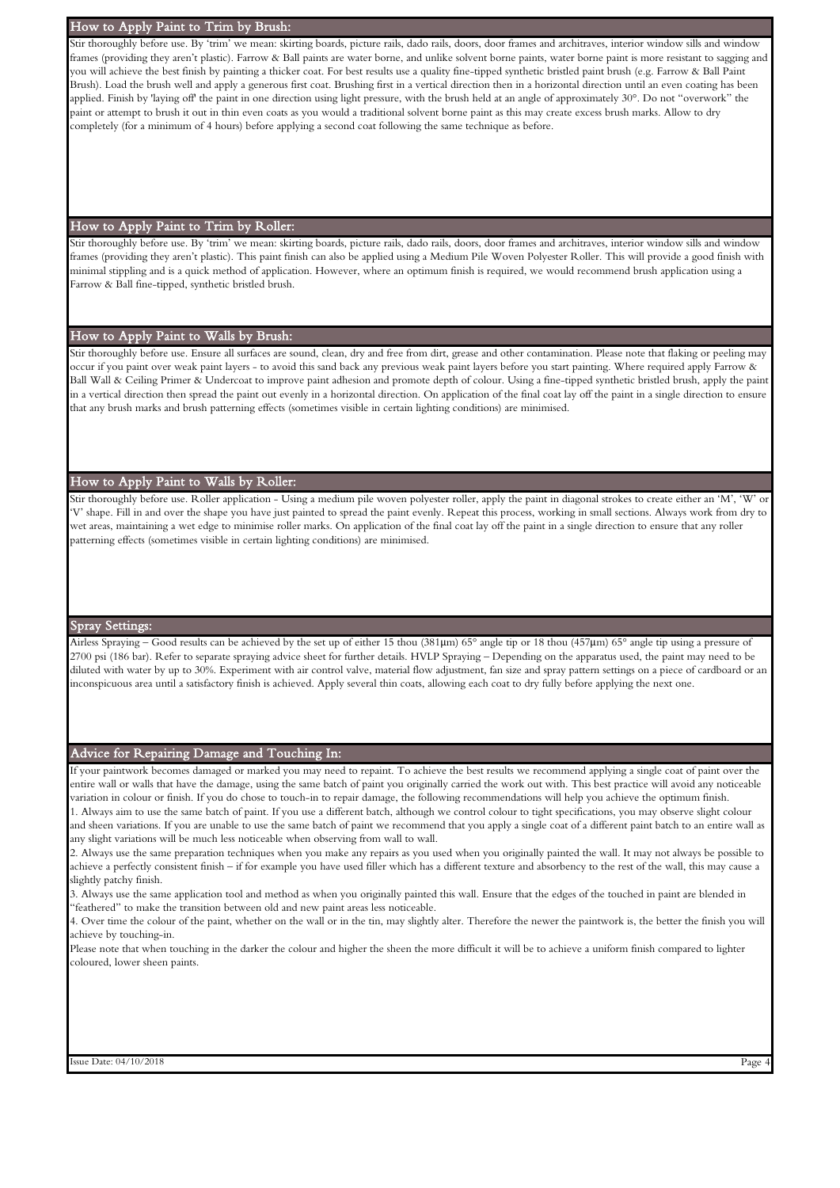## How to Apply Paint to Trim by Brush:

Stir thoroughly before use. By 'trim' we mean: skirting boards, picture rails, dado rails, doors, door frames and architraves, interior window sills and window frames (providing they aren't plastic). Farrow & Ball paints are water borne, and unlike solvent borne paints, water borne paint is more resistant to sagging and you will achieve the best finish by painting a thicker coat. For best results use a quality fine-tipped synthetic bristled paint brush (e.g. Farrow & Ball Paint Brush). Load the brush well and apply a generous first coat. Brushing first in a vertical direction then in a horizontal direction until an even coating has been applied. Finish by 'laying off' the paint in one direction using light pressure, with the brush held at an angle of approximately 30°. Do not "overwork" the paint or attempt to brush it out in thin even coats as you would a traditional solvent borne paint as this may create excess brush marks. Allow to dry completely (for a minimum of 4 hours) before applying a second coat following the same technique as before.

## How to Apply Paint to Trim by Roller:

Stir thoroughly before use. By 'trim' we mean: skirting boards, picture rails, dado rails, doors, door frames and architraves, interior window sills and window frames (providing they aren't plastic). This paint finish can also be applied using a Medium Pile Woven Polyester Roller. This will provide a good finish with minimal stippling and is a quick method of application. However, where an optimum finish is required, we would recommend brush application using a Farrow & Ball fine-tipped, synthetic bristled brush.

## How to Apply Paint to Walls by Brush:

Stir thoroughly before use. Ensure all surfaces are sound, clean, dry and free from dirt, grease and other contamination. Please note that flaking or peeling may occur if you paint over weak paint layers - to avoid this sand back any previous weak paint layers before you start painting. Where required apply Farrow & Ball Wall & Ceiling Primer & Undercoat to improve paint adhesion and promote depth of colour. Using a fine-tipped synthetic bristled brush, apply the paint in a vertical direction then spread the paint out evenly in a horizontal direction. On application of the final coat lay off the paint in a single direction to ensure that any brush marks and brush patterning effects (sometimes visible in certain lighting conditions) are minimised.

## How to Apply Paint to Walls by Roller:

Stir thoroughly before use. Roller application - Using a medium pile woven polyester roller, apply the paint in diagonal strokes to create either an 'M', 'W' or 'V' shape. Fill in and over the shape you have just painted to spread the paint evenly. Repeat this process, working in small sections. Always work from dry to wet areas, maintaining a wet edge to minimise roller marks. On application of the final coat lay off the paint in a single direction to ensure that any roller patterning effects (sometimes visible in certain lighting conditions) are minimised.

## Spray Settings:

Airless Spraying – Good results can be achieved by the set up of either 15 thou (381μm) 65° angle tip or 18 thou (457μm) 65° angle tip using a pressure of 2700 psi (186 bar). Refer to separate spraying advice sheet for further details. HVLP Spraying – Depending on the apparatus used, the paint may need to be diluted with water by up to 30%. Experiment with air control valve, material flow adjustment, fan size and spray pattern settings on a piece of cardboard or an inconspicuous area until a satisfactory finish is achieved. Apply several thin coats, allowing each coat to dry fully before applying the next one.

## Advice for Repairing Damage and Touching In:

If your paintwork becomes damaged or marked you may need to repaint. To achieve the best results we recommend applying a single coat of paint over the entire wall or walls that have the damage, using the same batch of paint you originally carried the work out with. This best practice will avoid any noticeable variation in colour or finish. If you do chose to touch-in to repair damage, the following recommendations will help you achieve the optimum finish.

1. Always aim to use the same batch of paint. If you use a different batch, although we control colour to tight specifications, you may observe slight colour and sheen variations. If you are unable to use the same batch of paint we recommend that you apply a single coat of a different paint batch to an entire wall as any slight variations will be much less noticeable when observing from wall to wall.
2. Always use the same preparation techniques when you make any repairs as you used when you originally painted the wall. It may not always be possible to achieve a perfectly consistent finish – if for example you have used filler which has a different texture and absorbency to the rest of the wall, this may cause a slightly patchy finish.
3. Always use the same application tool and method as when you originally painted this wall. Ensure that the edges of the touched in paint are blended in "feathered" to make the transition between old and new paint areas less noticeable.
4. Over time the colour of the paint, whether on the wall or in the tin, may slightly alter. Therefore the newer the paintwork is, the better the finish you will achieve by touching-in.

Please note that when touching in the darker the colour and higher the sheen the more difficult it will be to achieve a uniform finish compared to lighter coloured, lower sheen paints.

Issue Date: 04/10/2018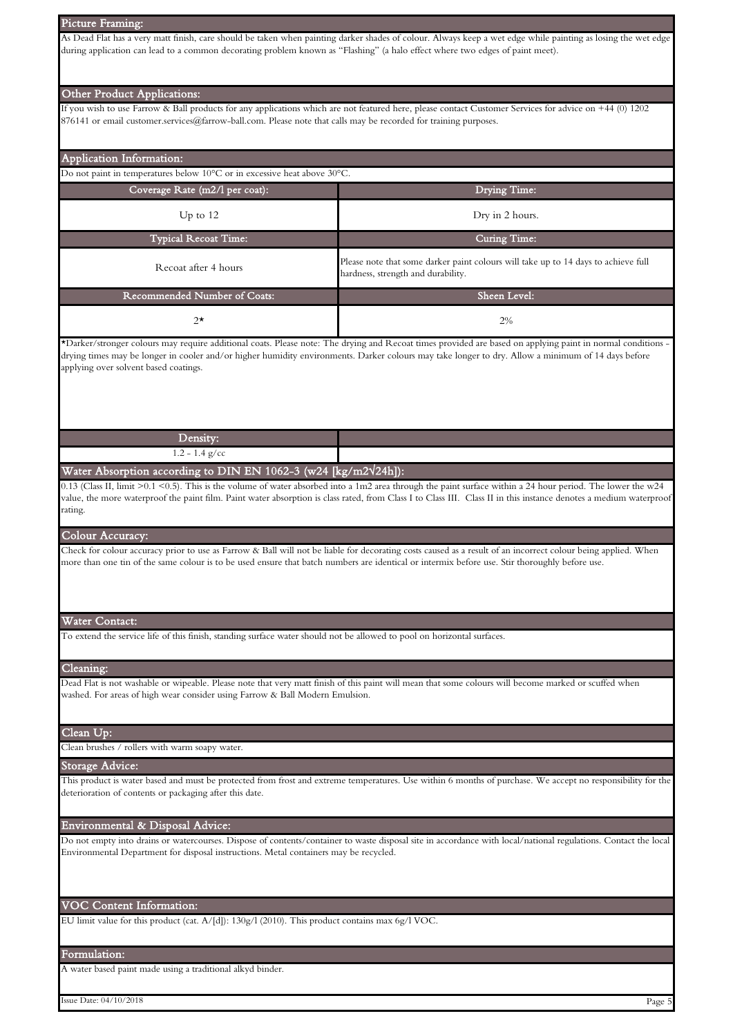## Picture Framing:

As Dead Flat has a very matt finish, care should be taken when painting darker shades of colour. Always keep a wet edge while painting as losing the wet edge during application can lead to a common decorating problem known as "Flashing" (a halo effect where two edges of paint meet).

## Other Product Applications:

If you wish to use Farrow & Ball products for any applications which are not featured here, please contact Customer Services for advice on +44 (0) 1202 876141 or email customer.services@farrow-ball.com. Please note that calls may be recorded for training purposes.

## Application Information:

Do not paint in temperatures below 10°C or in excessive heat above 30°C.

| Coverage Rate (m2/l per coat): | Drying Time: |
|---|---|
| Up to 12 | Dry in 2 hours. |
| **Typical Recoat Time:** | **Curing Time:** |
| Recoat after 4 hours | Please note that some darker paint colours will take up to 14 days to achieve full hardness, strength and durability. |
| **Recommended Number of Coats:** | **Sheen Level:** |
| 2* | 2% |

*Darker/stronger colours may require additional coats. Please note: The drying and Recoat times provided are based on applying paint in normal conditions - drying times may be longer in cooler and/or higher humidity environments. Darker colours may take longer to dry. Allow a minimum of 14 days before applying over solvent based coatings.

| Density: | |
|---|---|
| 1.2 - 1.4 g/cc | |

## Water Absorption according to DIN EN 1062-3 (w24 [kg/m2√24h]):

0.13 (Class II, limit >0.1 <0.5). This is the volume of water absorbed into a 1m2 area through the paint surface within a 24 hour period. The lower the w24 value, the more waterproof the paint film. Paint water absorption is class rated, from Class I to Class III. Class II in this instance denotes a medium waterproof rating.

## Colour Accuracy:

Check for colour accuracy prior to use as Farrow & Ball will not be liable for decorating costs caused as a result of an incorrect colour being applied. When more than one tin of the same colour is to be used ensure that batch numbers are identical or intermix before use. Stir thoroughly before use.

## Water Contact:

To extend the service life of this finish, standing surface water should not be allowed to pool on horizontal surfaces.

## Cleaning:

Dead Flat is not washable or wipeable. Please note that very matt finish of this paint will mean that some colours will become marked or scuffed when washed. For areas of high wear consider using Farrow & Ball Modern Emulsion.

## Clean Up:

Clean brushes / rollers with warm soapy water.

## Storage Advice:

This product is water based and must be protected from frost and extreme temperatures. Use within 6 months of purchase. We accept no responsibility for the deterioration of contents or packaging after this date.

## Environmental & Disposal Advice:

Do not empty into drains or watercourses. Dispose of contents/container to waste disposal site in accordance with local/national regulations. Contact the local Environmental Department for disposal instructions. Metal containers may be recycled.

## VOC Content Information:

EU limit value for this product (cat. A/[d]): 130g/l (2010). This product contains max 6g/l VOC.

## Formulation:

A water based paint made using a traditional alkyd binder.

Issue Date: 04/10/2018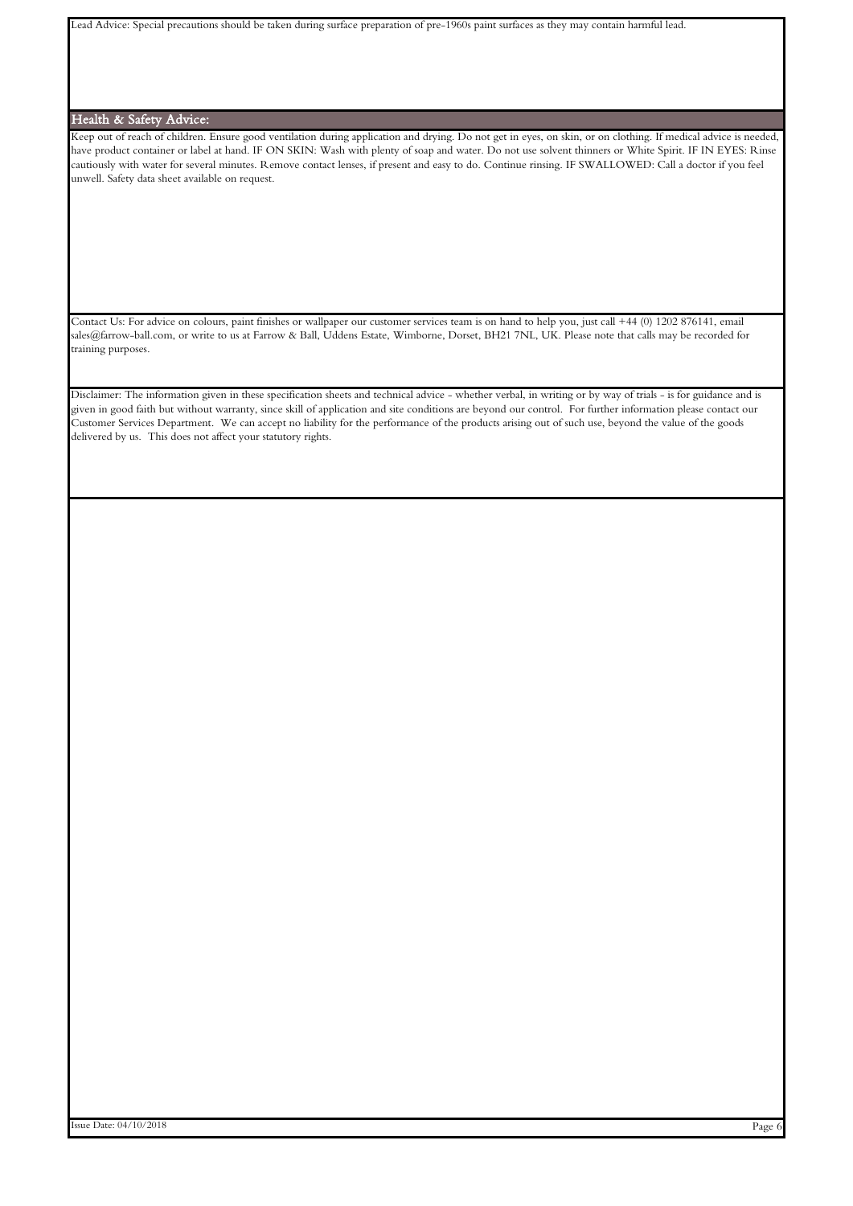Lead Advice: Special precautions should be taken during surface preparation of pre-1960s paint surfaces as they may contain harmful lead.

## Health & Safety Advice:

Keep out of reach of children. Ensure good ventilation during application and drying. Do not get in eyes, on skin, or on clothing. If medical advice is needed, have product container or label at hand. IF ON SKIN: Wash with plenty of soap and water. Do not use solvent thinners or White Spirit. IF IN EYES: Rinse cautiously with water for several minutes. Remove contact lenses, if present and easy to do. Continue rinsing. IF SWALLOWED: Call a doctor if you feel unwell. Safety data sheet available on request.

Contact Us: For advice on colours, paint finishes or wallpaper our customer services team is on hand to help you, just call +44 (0) 1202 876141, email sales@farrow-ball.com, or write to us at Farrow & Ball, Uddens Estate, Wimborne, Dorset, BH21 7NL, UK. Please note that calls may be recorded for training purposes.

Disclaimer: The information given in these specification sheets and technical advice - whether verbal, in writing or by way of trials - is for guidance and is given in good faith but without warranty, since skill of application and site conditions are beyond our control. For further information please contact our Customer Services Department. We can accept no liability for the performance of the products arising out of such use, beyond the value of the goods delivered by us. This does not affect your statutory rights.

Issue Date: 04/10/2018